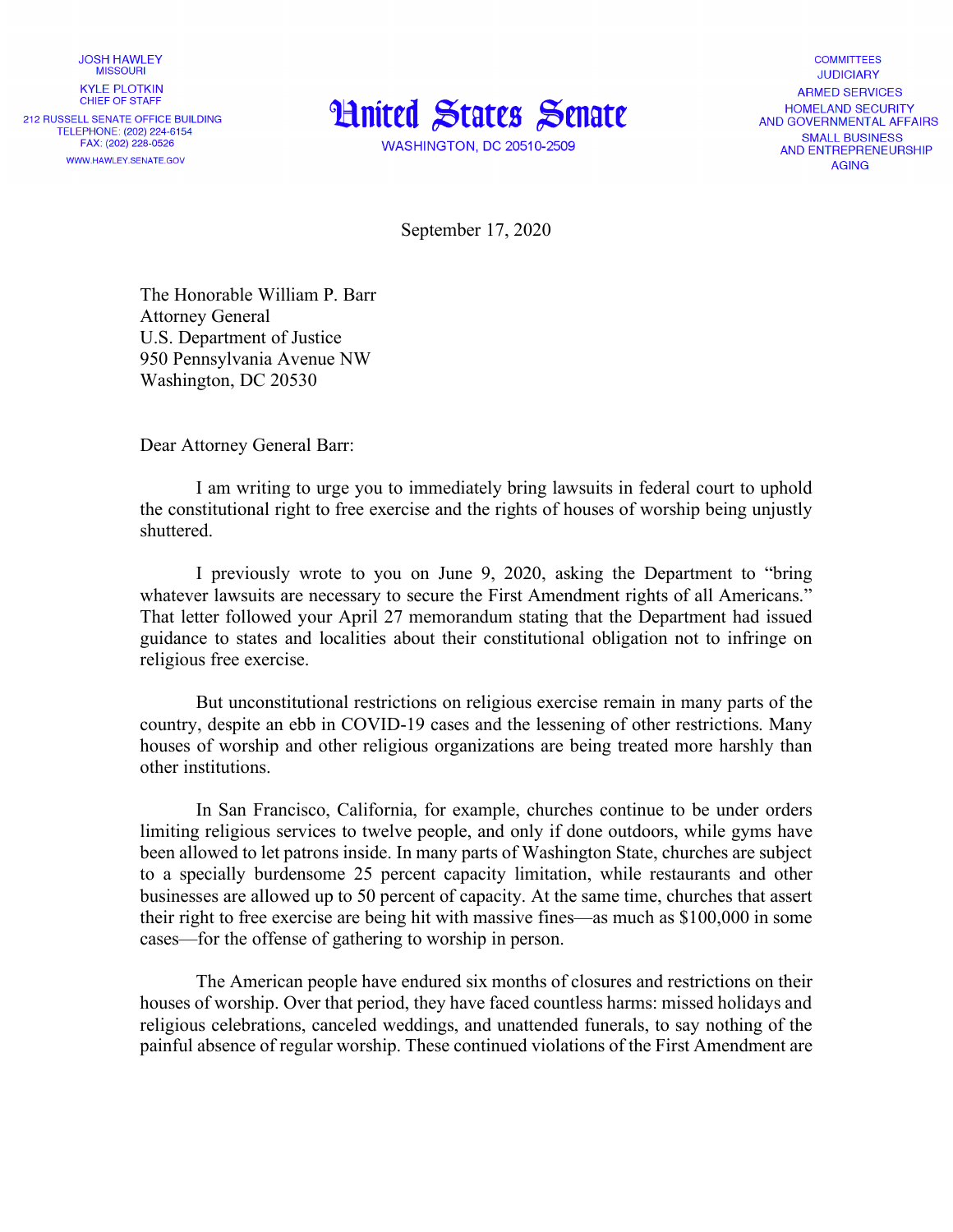JOSH HAWLEY
MISSOURI

KYLE PLOTKIN
CHIEF OF STAFF

212 RUSSELL SENATE OFFICE BUILDING
TELEPHONE: (202) 224-6154
FAX: (202) 228-0526
WWW.HAWLEY.SENATE.GOV

# United States Senate

WASHINGTON, DC 20510-2509

COMMITTEES
JUDICIARY
ARMED SERVICES
HOMELAND SECURITY
AND GOVERNMENTAL AFFAIRS
SMALL BUSINESS
AND ENTREPRENEURSHIP
AGING

September 17, 2020

The Honorable William P. Barr
Attorney General
U.S. Department of Justice
950 Pennsylvania Avenue NW
Washington, DC 20530

Dear Attorney General Barr:

I am writing to urge you to immediately bring lawsuits in federal court to uphold the constitutional right to free exercise and the rights of houses of worship being unjustly shuttered.

I previously wrote to you on June 9, 2020, asking the Department to "bring whatever lawsuits are necessary to secure the First Amendment rights of all Americans." That letter followed your April 27 memorandum stating that the Department had issued guidance to states and localities about their constitutional obligation not to infringe on religious free exercise.

But unconstitutional restrictions on religious exercise remain in many parts of the country, despite an ebb in COVID-19 cases and the lessening of other restrictions. Many houses of worship and other religious organizations are being treated more harshly than other institutions.

In San Francisco, California, for example, churches continue to be under orders limiting religious services to twelve people, and only if done outdoors, while gyms have been allowed to let patrons inside. In many parts of Washington State, churches are subject to a specially burdensome 25 percent capacity limitation, while restaurants and other businesses are allowed up to 50 percent of capacity. At the same time, churches that assert their right to free exercise are being hit with massive fines—as much as $100,000 in some cases—for the offense of gathering to worship in person.

The American people have endured six months of closures and restrictions on their houses of worship. Over that period, they have faced countless harms: missed holidays and religious celebrations, canceled weddings, and unattended funerals, to say nothing of the painful absence of regular worship. These continued violations of the First Amendment are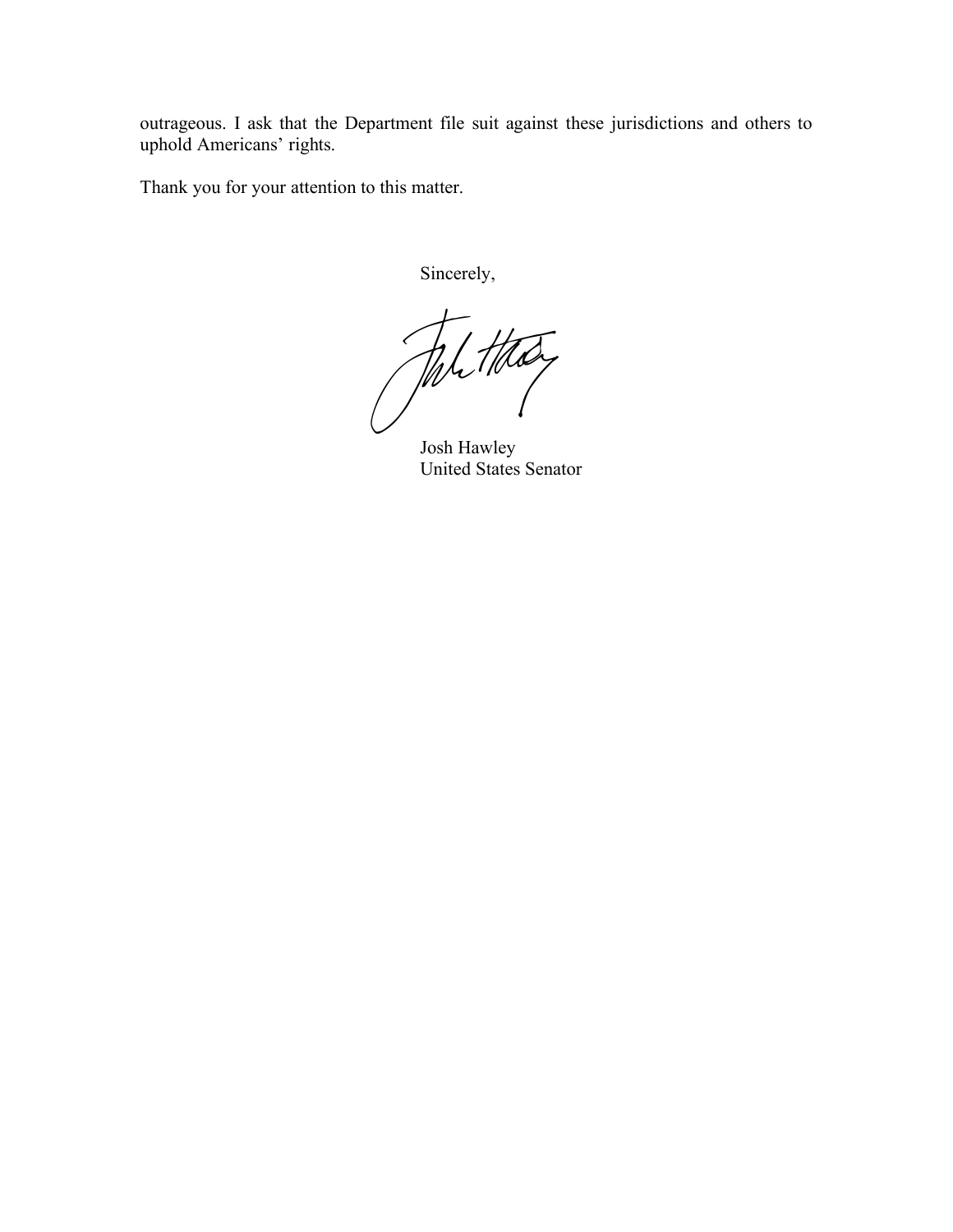outrageous. I ask that the Department file suit against these jurisdictions and others to uphold Americans' rights.

Thank you for your attention to this matter.

Sincerely,

Josh Hawley
United States Senator